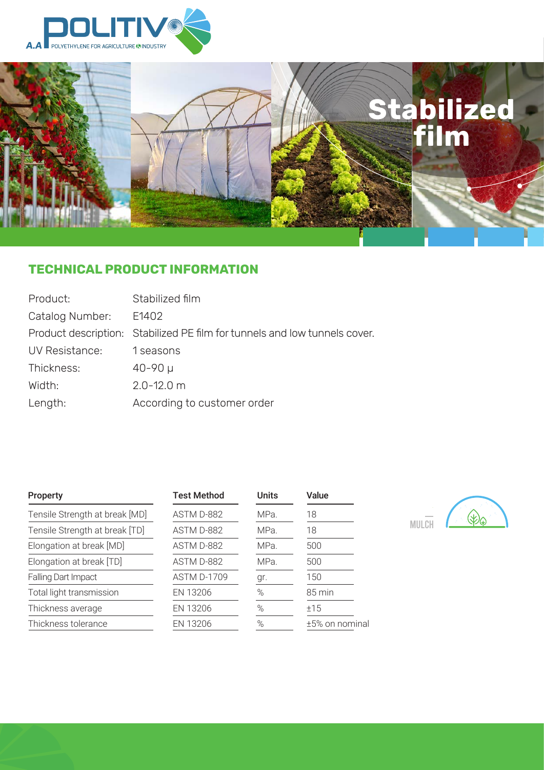# Stabilized film

## TECHNICAL PRODUCT INFORMATION

| | |
|---|---|
| Product: | Stabilized film |
| Catalog Number: | E1402 |
| Product description: | Stabilized PE film for tunnels and low tunnels cover. |
| UV Resistance: | 1 seasons |
| Thickness: | 40-90 µ |
| Width: | 2.0-12.0 m |
| Length: | According to customer order |

| Property | Test Method | Units | Value |
|---|---|---|---|
| Tensile Strength at break [MD] | ASTM D-882 | MPa. | 18 |
| Tensile Strength at break [TD] | ASTM D-882 | MPa. | 18 |
| Elongation at break [MD] | ASTM D-882 | MPa. | 500 |
| Elongation at break [TD] | ASTM D-882 | MPa. | 500 |
| Falling Dart Impact | ASTM D-1709 | gr. | 150 |
| Total light transmission | EN 13206 | % | 85 min |
| Thickness average | EN 13206 | % | ±15 |
| Thickness tolerance | EN 13206 | % | ±5% on nominal |

MULCH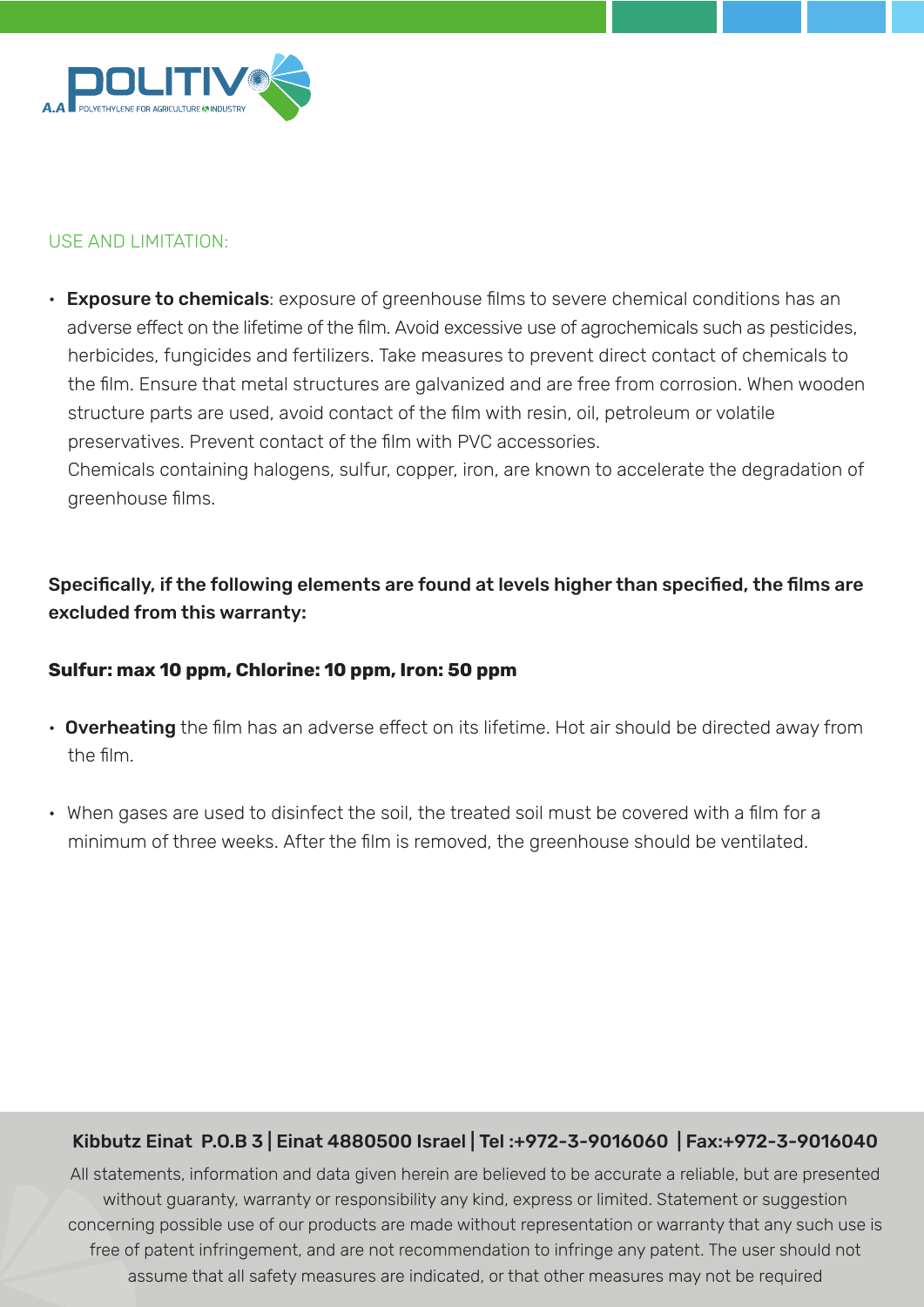## USE AND LIMITATION:

- **Exposure to chemicals**: exposure of greenhouse films to severe chemical conditions has an adverse effect on the lifetime of the film. Avoid excessive use of agrochemicals such as pesticides, herbicides, fungicides and fertilizers. Take measures to prevent direct contact of chemicals to the film. Ensure that metal structures are galvanized and are free from corrosion. When wooden structure parts are used, avoid contact of the film with resin, oil, petroleum or volatile preservatives. Prevent contact of the film with PVC accessories.
  Chemicals containing halogens, sulfur, copper, iron, are known to accelerate the degradation of greenhouse films.

**Specifically, if the following elements are found at levels higher than specified, the films are excluded from this warranty:**

**Sulfur: max 10 ppm, Chlorine: 10 ppm, Iron: 50 ppm**

- **Overheating** the film has an adverse effect on its lifetime. Hot air should be directed away from the film.

- When gases are used to disinfect the soil, the treated soil must be covered with a film for a minimum of three weeks. After the film is removed, the greenhouse should be ventilated.

**Kibbutz Einat P.O.B 3 | Einat 4880500 Israel | Tel :+972-3-9016060 | Fax:+972-3-9016040**

All statements, information and data given herein are believed to be accurate a reliable, but are presented without guaranty, warranty or responsibility any kind, express or limited. Statement or suggestion concerning possible use of our products are made without representation or warranty that any such use is free of patent infringement, and are not recommendation to infringe any patent. The user should not assume that all safety measures are indicated, or that other measures may not be required